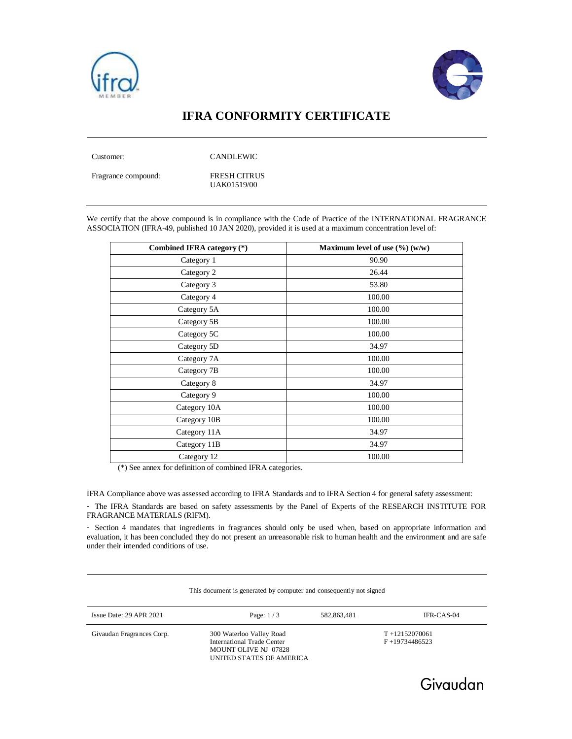# IFRA CONFORMITY CERTIFICATE

Customer: CANDLEWIC

Fragrance compound: FRESH CITRUS
UAK01519/00

We certify that the above compound is in compliance with the Code of Practice of the INTERNATIONAL FRAGRANCE ASSOCIATION (IFRA-49, published 10 JAN 2020), provided it is used at a maximum concentration level of:

| Combined IFRA category (*) | Maximum level of use (%) (w/w) |
|---|---|
| Category 1 | 90.90 |
| Category 2 | 26.44 |
| Category 3 | 53.80 |
| Category 4 | 100.00 |
| Category 5A | 100.00 |
| Category 5B | 100.00 |
| Category 5C | 100.00 |
| Category 5D | 34.97 |
| Category 7A | 100.00 |
| Category 7B | 100.00 |
| Category 8 | 34.97 |
| Category 9 | 100.00 |
| Category 10A | 100.00 |
| Category 10B | 100.00 |
| Category 11A | 34.97 |
| Category 11B | 34.97 |
| Category 12 | 100.00 |

(*) See annex for definition of combined IFRA categories.

IFRA Compliance above was assessed according to IFRA Standards and to IFRA Section 4 for general safety assessment:

- The IFRA Standards are based on safety assessments by the Panel of Experts of the RESEARCH INSTITUTE FOR FRAGRANCE MATERIALS (RIFM).
- Section 4 mandates that ingredients in fragrances should only be used when, based on appropriate information and evaluation, it has been concluded they do not present an unreasonable risk to human health and the environment and are safe under their intended conditions of use.

This document is generated by computer and consequently not signed

Issue Date: 29 APR 2021 | 582,863,481 | IFR-CAS-04

Givaudan Fragrances Corp.
300 Waterloo Valley Road
International Trade Center
MOUNT OLIVE NJ 07828
UNITED STATES OF AMERICA

T +12152070061
F +19734486523

Givaudan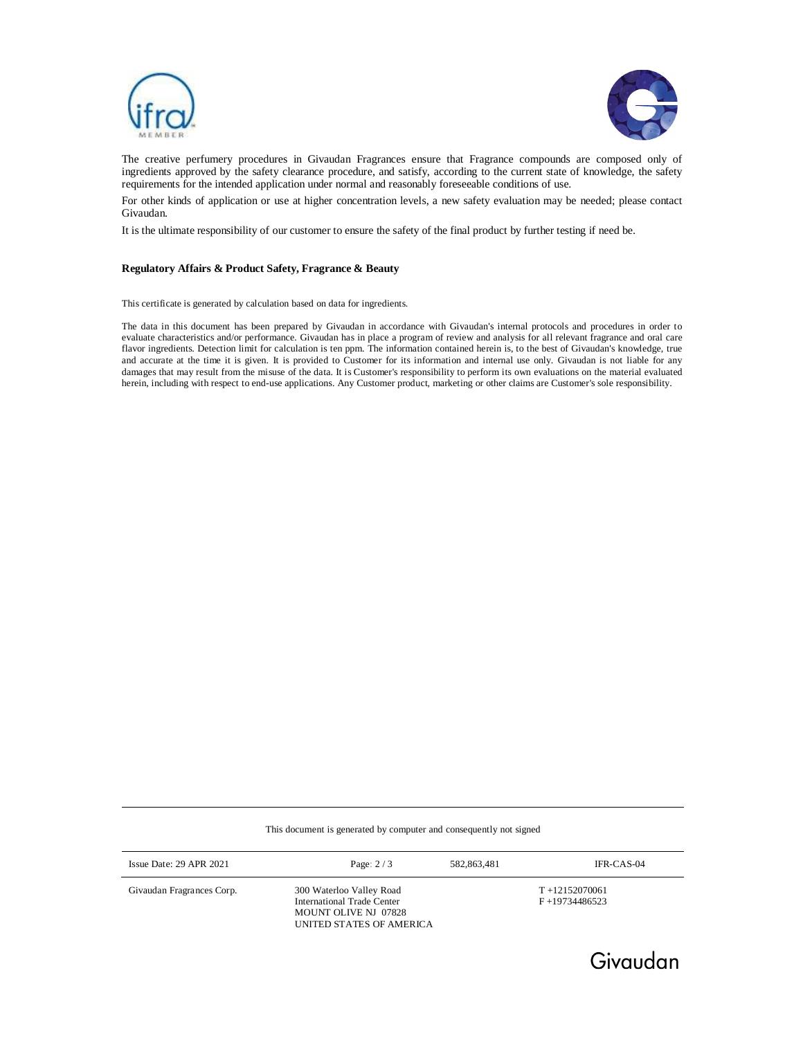The creative perfumery procedures in Givaudan Fragrances ensure that Fragrance compounds are composed only of ingredients approved by the safety clearance procedure, and satisfy, according to the current state of knowledge, the safety requirements for the intended application under normal and reasonably foreseeable conditions of use.

For other kinds of application or use at higher concentration levels, a new safety evaluation may be needed; please contact Givaudan.

It is the ultimate responsibility of our customer to ensure the safety of the final product by further testing if need be.

**Regulatory Affairs & Product Safety, Fragrance & Beauty**

This certificate is generated by calculation based on data for ingredients.

The data in this document has been prepared by Givaudan in accordance with Givaudan's internal protocols and procedures in order to evaluate characteristics and/or performance. Givaudan has in place a program of review and analysis for all relevant fragrance and oral care flavor ingredients. Detection limit for calculation is ten ppm. The information contained herein is, to the best of Givaudan's knowledge, true and accurate at the time it is given. It is provided to Customer for its information and internal use only. Givaudan is not liable for any damages that may result from the misuse of the data. It is Customer's responsibility to perform its own evaluations on the material evaluated herein, including with respect to end-use applications. Any Customer product, marketing or other claims are Customer's sole responsibility.

This document is generated by computer and consequently not signed

| Issue Date: 29 APR 2021 | | 582,863,481 | IFR-CAS-04 |
|---|---|---|---|
| Givaudan Fragrances Corp. | 300 Waterloo Valley Road<br>International Trade Center<br>MOUNT OLIVE NJ 07828<br>UNITED STATES OF AMERICA | | T +12152070061<br>F +19734486523 |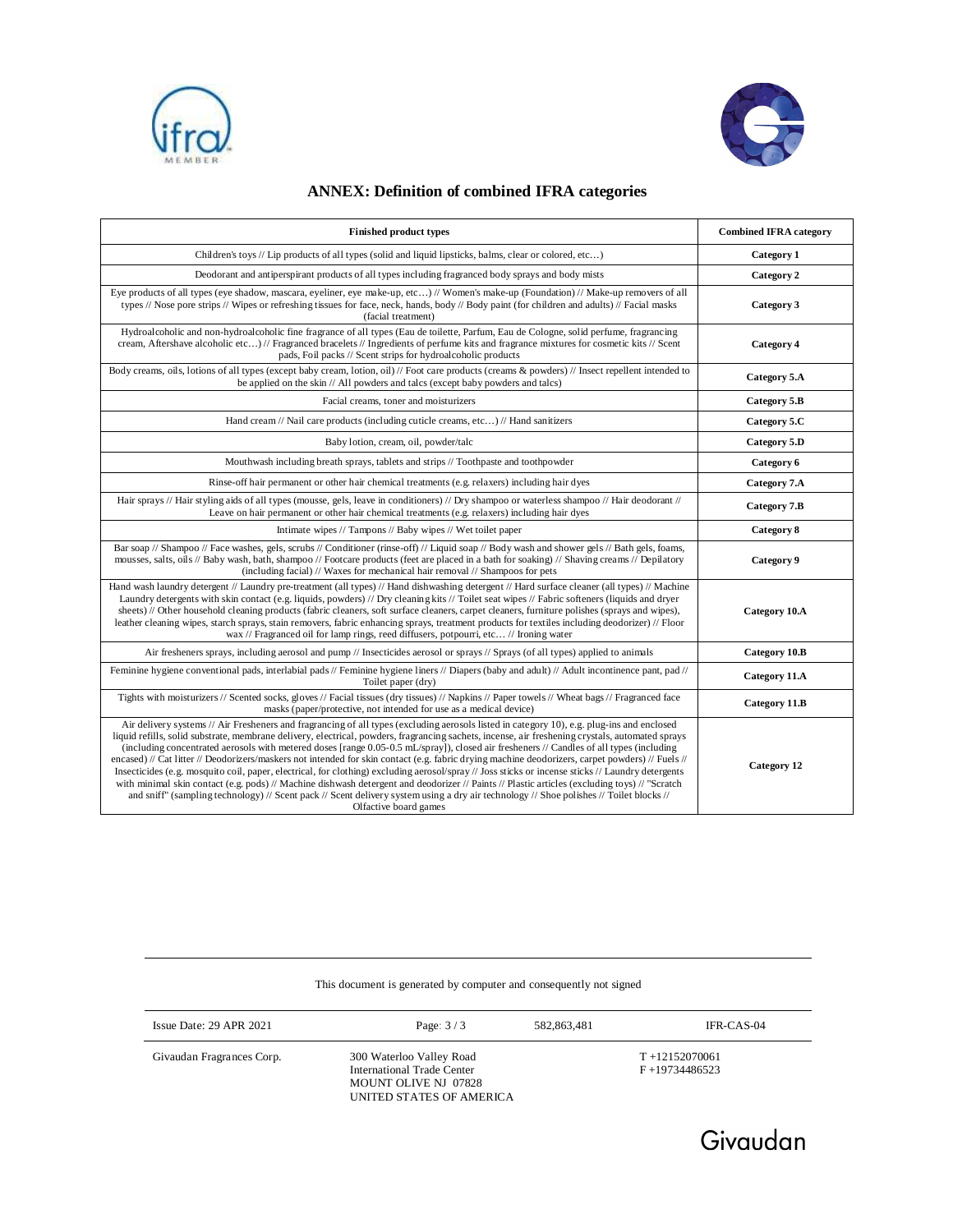## ANNEX: Definition of combined IFRA categories

| Finished product types | Combined IFRA category |
|---|---|
| Children's toys // Lip products of all types (solid and liquid lipsticks, balms, clear or colored, etc…) | **Category 1** |
| Deodorant and antiperspirant products of all types including fragranced body sprays and body mists | **Category 2** |
| Eye products of all types (eye shadow, mascara, eyeliner, eye make-up, etc…) // Women's make-up (Foundation) // Make-up removers of all types // Nose pore strips // Wipes or refreshing tissues for face, neck, hands, body // Body paint (for children and adults) // Facial masks (facial treatment) | **Category 3** |
| Hydroalcoholic and non-hydroalcoholic fine fragrance of all types (Eau de toilette, Parfum, Eau de Cologne, solid perfume, fragrancing cream, Aftershave alcoholic etc…) // Fragranced bracelets // Ingredients of perfume kits and fragrance mixtures for cosmetic kits // Scent pads, Foil packs // Scent strips for hydroalcoholic products | **Category 4** |
| Body creams, oils, lotions of all types (except baby cream, lotion, oil) // Foot care products (creams & powders) // Insect repellent intended to be applied on the skin // All powders and talcs (except baby powders and talcs) | **Category 5.A** |
| Facial creams, toner and moisturizers | **Category 5.B** |
| Hand cream // Nail care products (including cuticle creams, etc…) // Hand sanitizers | **Category 5.C** |
| Baby lotion, cream, oil, powder/talc | **Category 5.D** |
| Mouthwash including breath sprays, tablets and strips // Toothpaste and toothpowder | **Category 6** |
| Rinse-off hair permanent or other hair chemical treatments (e.g. relaxers) including hair dyes | **Category 7.A** |
| Hair sprays // Hair styling aids of all types (mousse, gels, leave in conditioners) // Dry shampoo or waterless shampoo // Hair deodorant // Leave on hair permanent or other hair chemical treatments (e.g. relaxers) including hair dyes | **Category 7.B** |
| Intimate wipes // Tampons // Baby wipes // Wet toilet paper | **Category 8** |
| Bar soap // Shampoo // Face washes, gels, scrubs // Conditioner (rinse-off) // Liquid soap // Body wash and shower gels // Bath gels, foams, mousses, salts, oils // Baby wash, bath, shampoo // Footcare products (feet are placed in a bath for soaking) // Shaving creams // Depilatory (including facial) // Waxes for mechanical hair removal // Shampoos for pets | **Category 9** |
| Hand wash laundry detergent // Laundry pre-treatment (all types) // Hand dishwashing detergent // Hard surface cleaner (all types) // Machine Laundry detergents with skin contact (e.g. liquids, powders) // Dry cleaning kits // Toilet seat wipes // Fabric softeners (liquids and dryer sheets) // Other household cleaning products (fabric cleaners, soft surface cleaners, carpet cleaners, furniture polishes (sprays and wipes), leather cleaning wipes, starch sprays, stain removers, fabric enhancing sprays, treatment products for textiles including deodorizer) // Floor wax // Fragranced oil for lamp rings, reed diffusers, potpourri, etc… // Ironing water | **Category 10.A** |
| Air fresheners sprays, including aerosol and pump // Insecticides aerosol or sprays // Sprays (of all types) applied to animals | **Category 10.B** |
| Feminine hygiene conventional pads, interlabial pads // Feminine hygiene liners // Diapers (baby and adult) // Adult incontinence pant, pad // Toilet paper (dry) | **Category 11.A** |
| Tights with moisturizers // Scented socks, gloves // Facial tissues (dry tissues) // Napkins // Paper towels // Wheat bags // Fragranced face masks (paper/protective, not intended for use as a medical device) | **Category 11.B** |
| Air delivery systems // Air Fresheners and fragrancing of all types (excluding aerosols listed in category 10), e.g. plug-ins and enclosed liquid refills, solid substrate, membrane delivery, electrical, powders, fragrancing sachets, incense, air freshening crystals, automated sprays (including concentrated aerosols with metered doses [range 0.05-0.5 mL/spray]), closed air fresheners // Candles of all types (including encased) // Cat litter // Deodorizers/maskers not intended for skin contact (e.g. fabric drying machine deodorizers, carpet powders) // Fuels // Insecticides (e.g. mosquito coil, paper, electrical, for clothing) excluding aerosol/spray // Joss sticks or incense sticks // Laundry detergents with minimal skin contact (e.g. pods) // Machine dishwash detergent and deodorizer // Paints // Plastic articles (excluding toys) // "Scratch and sniff" (sampling technology) // Scent pack // Scent delivery system using a dry air technology // Shoe polishes // Toilet blocks // Olfactive board games | **Category 12** |

This document is generated by computer and consequently not signed

Issue Date: 29 APR 2021 | 582,863,481 | IFR-CAS-04

Givaudan Fragrances Corp.
300 Waterloo Valley Road
International Trade Center
MOUNT OLIVE NJ 07828
UNITED STATES OF AMERICA

T +12152070061
F +19734486523

Givaudan